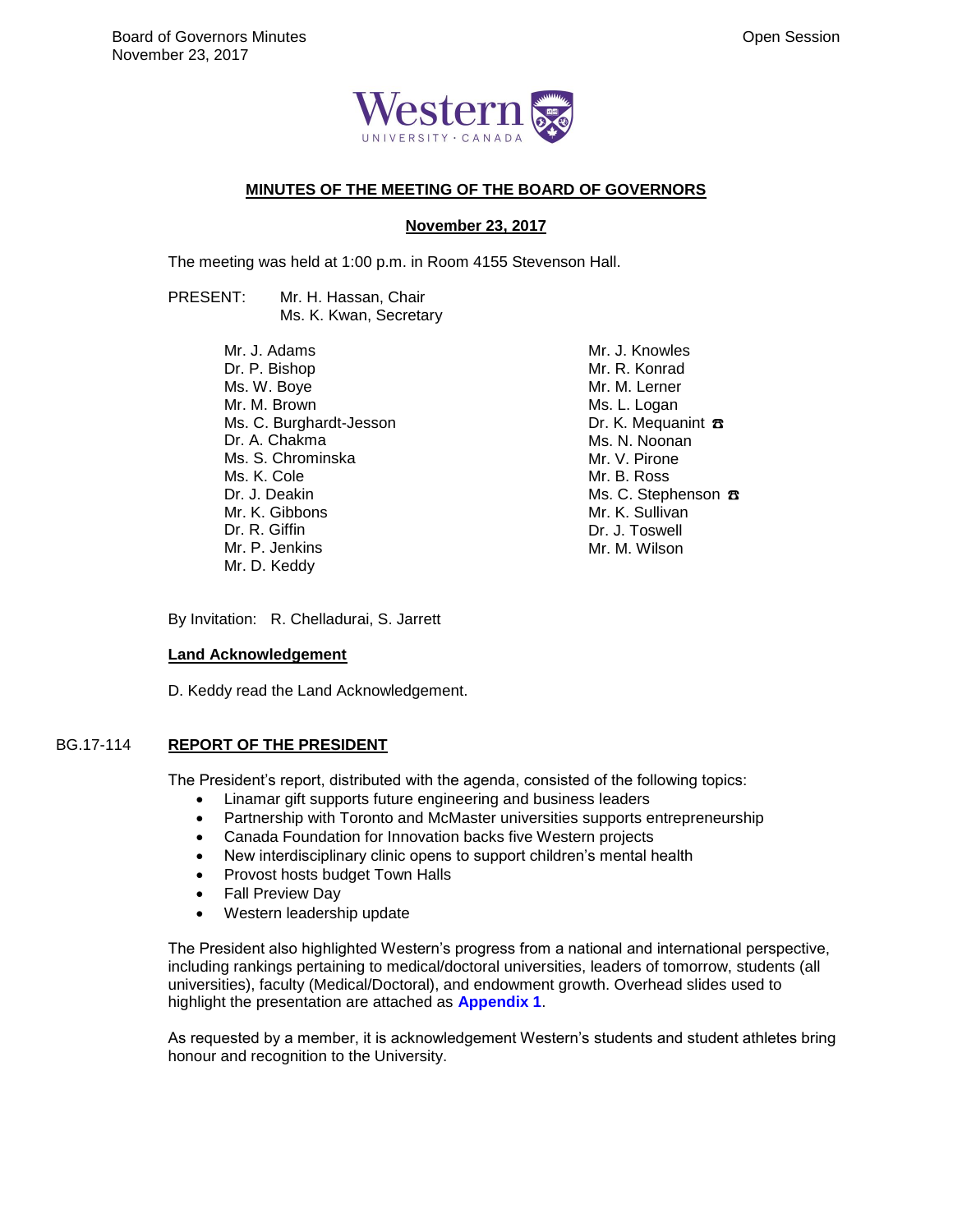## MINUTES OF THE MEETING OF THE BOARD OF GOVERNORS

**November 23, 2017**

The meeting was held at 1:00 p.m. in Room 4155 Stevenson Hall.

PRESENT: Mr. H. Hassan, Chair
Ms. K. Kwan, Secretary

Mr. J. Adams
Dr. P. Bishop
Ms. W. Boye
Mr. M. Brown
Ms. C. Burghardt-Jesson
Dr. A. Chakma
Ms. S. Chrominska
Ms. K. Cole
Dr. J. Deakin
Mr. K. Gibbons
Dr. R. Giffin
Mr. P. Jenkins
Mr. D. Keddy
Mr. J. Knowles
Mr. R. Konrad
Mr. M. Lerner
Ms. L. Logan
Dr. K. Mequanint ☎
Ms. N. Noonan
Mr. V. Pirone
Mr. B. Ross
Ms. C. Stephenson ☎
Mr. K. Sullivan
Dr. J. Toswell
Mr. M. Wilson

By Invitation: R. Chelladurai, S. Jarrett

### Land Acknowledgement

D. Keddy read the Land Acknowledgement.

### BG.17-114 REPORT OF THE PRESIDENT

The President's report, distributed with the agenda, consisted of the following topics:

- Linamar gift supports future engineering and business leaders
- Partnership with Toronto and McMaster universities supports entrepreneurship
- Canada Foundation for Innovation backs five Western projects
- New interdisciplinary clinic opens to support children's mental health
- Provost hosts budget Town Halls
- Fall Preview Day
- Western leadership update

The President also highlighted Western's progress from a national and international perspective, including rankings pertaining to medical/doctoral universities, leaders of tomorrow, students (all universities), faculty (Medical/Doctoral), and endowment growth. Overhead slides used to highlight the presentation are attached as **Appendix 1**.

As requested by a member, it is acknowledgement Western's students and student athletes bring honour and recognition to the University.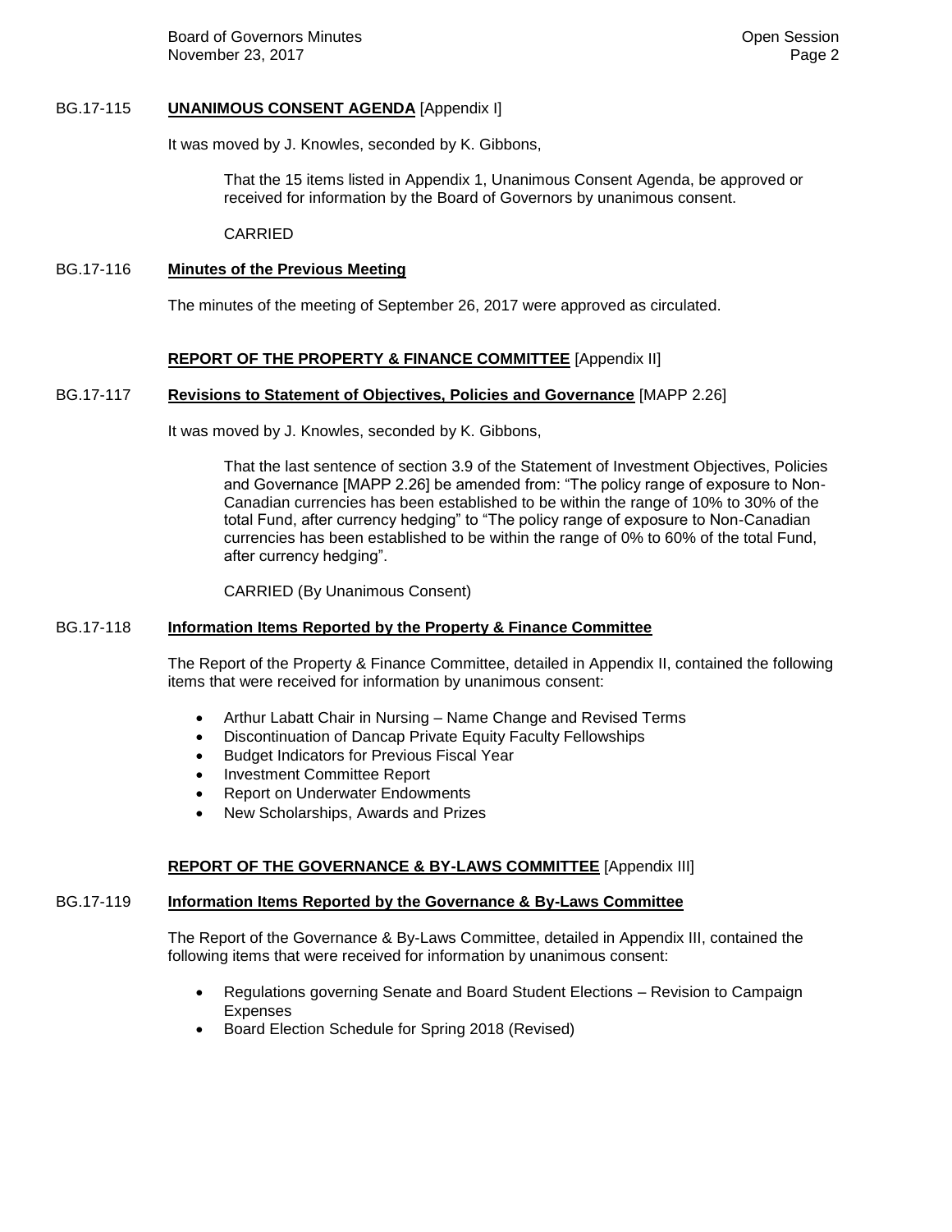BG.17-115 **UNANIMOUS CONSENT AGENDA** [Appendix I]

It was moved by J. Knowles, seconded by K. Gibbons,

> That the 15 items listed in Appendix 1, Unanimous Consent Agenda, be approved or received for information by the Board of Governors by unanimous consent.
>
> CARRIED

BG.17-116 **Minutes of the Previous Meeting**

The minutes of the meeting of September 26, 2017 were approved as circulated.

## REPORT OF THE PROPERTY & FINANCE COMMITTEE [Appendix II]

BG.17-117 **Revisions to Statement of Objectives, Policies and Governance** [MAPP 2.26]

It was moved by J. Knowles, seconded by K. Gibbons,

> That the last sentence of section 3.9 of the Statement of Investment Objectives, Policies and Governance [MAPP 2.26] be amended from: "The policy range of exposure to Non-Canadian currencies has been established to be within the range of 10% to 30% of the total Fund, after currency hedging" to "The policy range of exposure to Non-Canadian currencies has been established to be within the range of 0% to 60% of the total Fund, after currency hedging".
>
> CARRIED (By Unanimous Consent)

BG.17-118 **Information Items Reported by the Property & Finance Committee**

The Report of the Property & Finance Committee, detailed in Appendix II, contained the following items that were received for information by unanimous consent:

- Arthur Labatt Chair in Nursing – Name Change and Revised Terms
- Discontinuation of Dancap Private Equity Faculty Fellowships
- Budget Indicators for Previous Fiscal Year
- Investment Committee Report
- Report on Underwater Endowments
- New Scholarships, Awards and Prizes

## REPORT OF THE GOVERNANCE & BY-LAWS COMMITTEE [Appendix III]

BG.17-119 **Information Items Reported by the Governance & By-Laws Committee**

The Report of the Governance & By-Laws Committee, detailed in Appendix III, contained the following items that were received for information by unanimous consent:

- Regulations governing Senate and Board Student Elections – Revision to Campaign Expenses
- Board Election Schedule for Spring 2018 (Revised)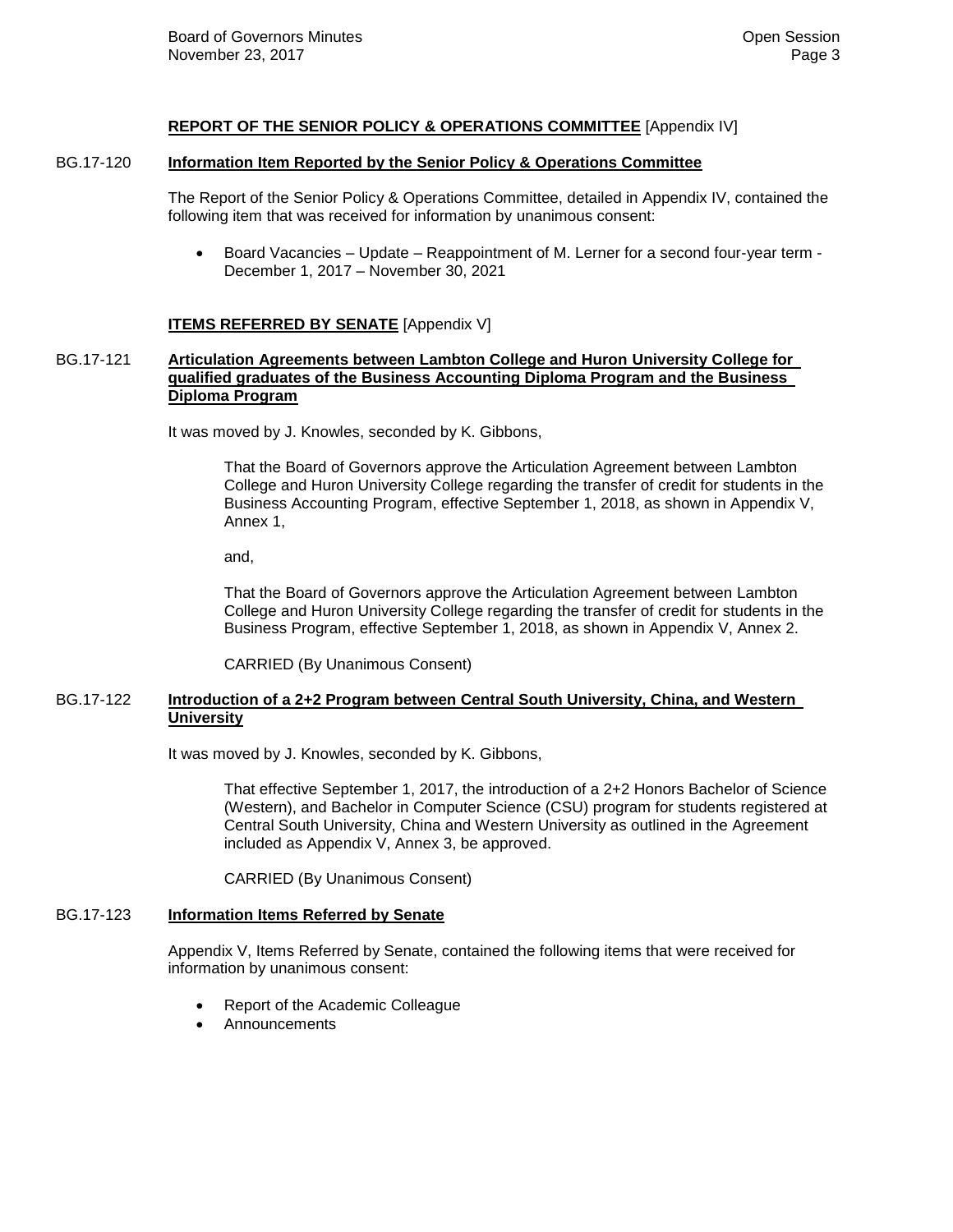**REPORT OF THE SENIOR POLICY & OPERATIONS COMMITTEE** [Appendix IV]

BG.17-120 **Information Item Reported by the Senior Policy & Operations Committee**

The Report of the Senior Policy & Operations Committee, detailed in Appendix IV, contained the following item that was received for information by unanimous consent:

- Board Vacancies – Update – Reappointment of M. Lerner for a second four-year term - December 1, 2017 – November 30, 2021

**ITEMS REFERRED BY SENATE** [Appendix V]

BG.17-121 **Articulation Agreements between Lambton College and Huron University College for qualified graduates of the Business Accounting Diploma Program and the Business Diploma Program**

It was moved by J. Knowles, seconded by K. Gibbons,

> That the Board of Governors approve the Articulation Agreement between Lambton College and Huron University College regarding the transfer of credit for students in the Business Accounting Program, effective September 1, 2018, as shown in Appendix V, Annex 1,
>
> and,
>
> That the Board of Governors approve the Articulation Agreement between Lambton College and Huron University College regarding the transfer of credit for students in the Business Program, effective September 1, 2018, as shown in Appendix V, Annex 2.
>
> CARRIED (By Unanimous Consent)

BG.17-122 **Introduction of a 2+2 Program between Central South University, China, and Western University**

It was moved by J. Knowles, seconded by K. Gibbons,

> That effective September 1, 2017, the introduction of a 2+2 Honors Bachelor of Science (Western), and Bachelor in Computer Science (CSU) program for students registered at Central South University, China and Western University as outlined in the Agreement included as Appendix V, Annex 3, be approved.
>
> CARRIED (By Unanimous Consent)

BG.17-123 **Information Items Referred by Senate**

Appendix V, Items Referred by Senate, contained the following items that were received for information by unanimous consent:

- Report of the Academic Colleague
- Announcements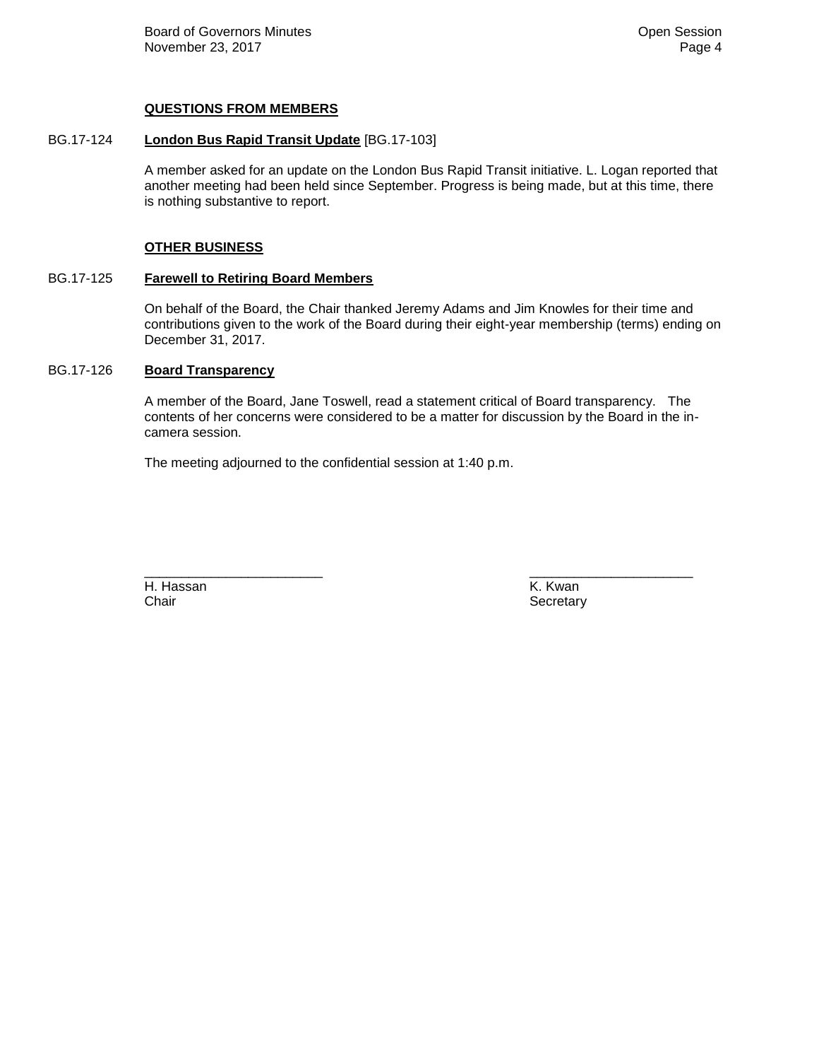**QUESTIONS FROM MEMBERS**

BG.17-124 **London Bus Rapid Transit Update** [BG.17-103]

A member asked for an update on the London Bus Rapid Transit initiative. L. Logan reported that another meeting had been held since September. Progress is being made, but at this time, there is nothing substantive to report.

**OTHER BUSINESS**

BG.17-125 **Farewell to Retiring Board Members**

On behalf of the Board, the Chair thanked Jeremy Adams and Jim Knowles for their time and contributions given to the work of the Board during their eight-year membership (terms) ending on December 31, 2017.

BG.17-126 **Board Transparency**

A member of the Board, Jane Toswell, read a statement critical of Board transparency. The contents of her concerns were considered to be a matter for discussion by the Board in the in-camera session.

The meeting adjourned to the confidential session at 1:40 p.m.

\_\_\_\_\_\_\_\_\_\_\_\_\_\_\_\_\_\_\_\_\_\_\_\_
H. Hassan
Chair

\_\_\_\_\_\_\_\_\_\_\_\_\_\_\_\_\_\_\_\_\_\_\_\_
K. Kwan
Secretary